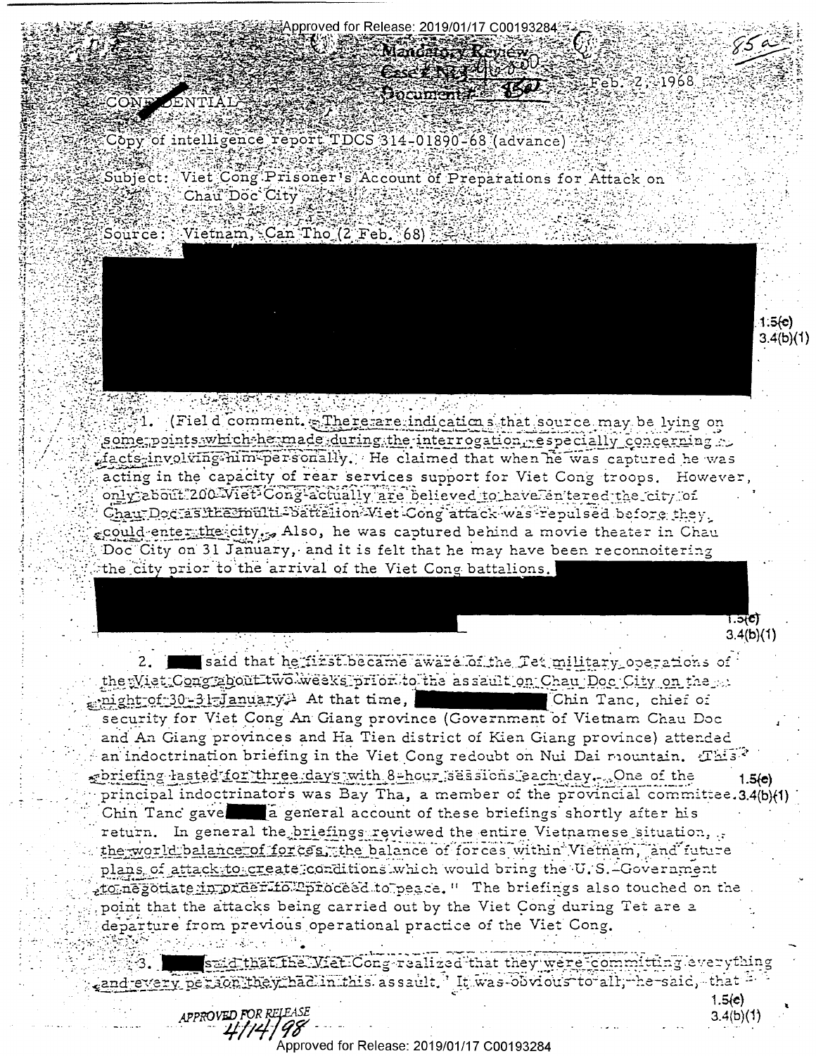Feb. 2, 1968

CONFIDENTIAL

Copy of intelligence report TDCS 314-01890-68 (advance)

Subject: Viet Cong Prisoner's Account of Preparations for Attack on Chau Doc City

Source: Vietnam, Can Tho (2 Feb. 68)

1.5(c)
3.4(b)(1)

1. (Field comment. There are indications that source may be lying on some points which he made during the interrogation, especially concerning facts involving him personally. He claimed that when he was captured he was acting in the capacity of rear services support for Viet Cong troops. However, only about 200 Viet Cong actually are believed to have entered the city of Chau Doc as the multi-battalion Viet Cong attack was repulsed before they could enter the city. Also, he was captured behind a movie theater in Chau Doc City on 31 January, and it is felt that he may have been reconnoitering the city prior to the arrival of the Viet Cong battalions.

1.5(c)
3.4(b)(1)

2. said that he first became aware of the Tet military operations of the Viet Cong about two weeks prior to the assault on Chau Doc City on the night of 30-31 January. At that time, Chin Tanc, chief of security for Viet Cong An Giang province (Government of Vietnam Chau Doc and An Giang provinces and Ha Tien district of Kien Giang province) attended an indoctrination briefing in the Viet Cong redoubt on Nui Dai mountain. This briefing lasted for three days with 8-hour sessions each day. One of the principal indoctrinators was Bay Tha, a member of the provincial committee. Chin Tanc gave a general account of these briefings shortly after his return. In general the briefings reviewed the entire Vietnamese situation, the world balance of forces, the balance of forces within Vietnam, and future plans of attack to create conditions which would bring the U.S. Government to negotiate in order to "proceed to peace." The briefings also touched on the point that the attacks being carried out by the Viet Cong during Tet are a departure from previous operational practice of the Viet Cong.

1.5(c)
3.4(b)(1)

3. said that the Viet Cong realized that they were committing everything and every person they had in this assault. It was obvious to all, he said, that

1.5(c)
3.4(b)(1)

APPROVED FOR RELEASE 4/14/98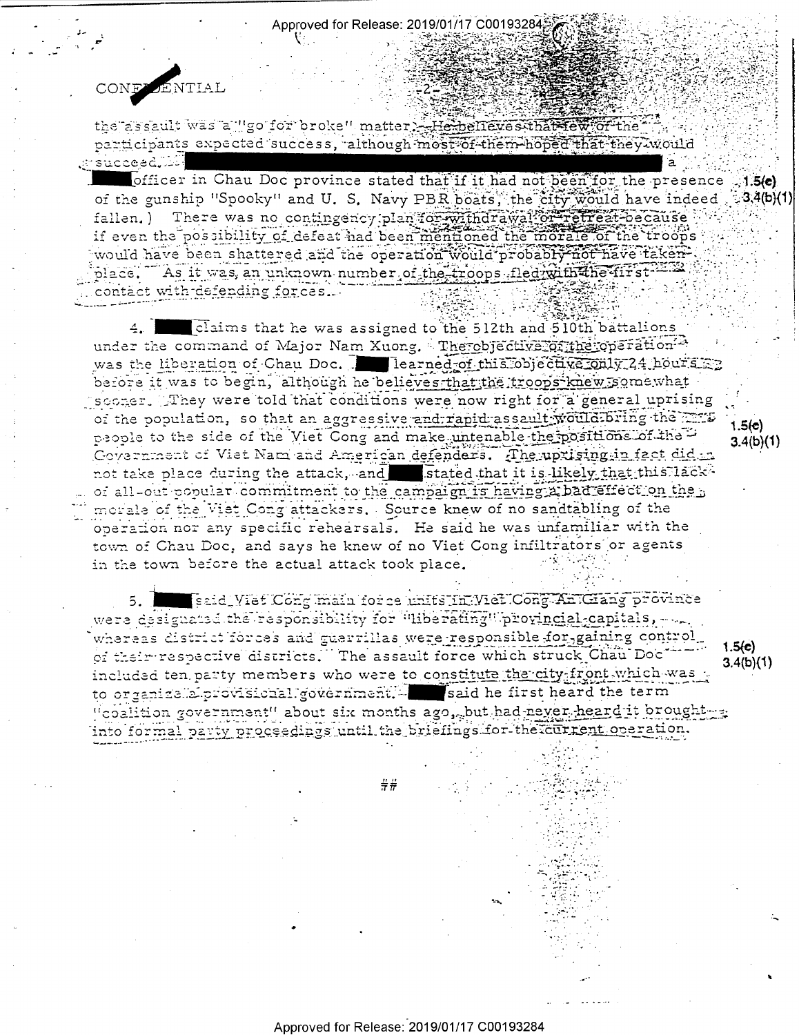CONFIDENTIAL

-2-

the assault was a "go for broke" matter. He believes that few of the participants expected success, although most of them hoped that they would succeed. [REDACTED] a [REDACTED] officer in Chau Doc province stated that if it had not been for the presence of the gunship "Spooky" and U. S. Navy PBR boats, the city would have indeed fallen.) There was no contingency plan for withdrawal or retreat because if even the possibility of defeat had been mentioned the morale of the troops would have been shattered and the operation would probably not have taken place. As it was, an unknown number of the troops fled with the first contact with defending forces.

1.5(c)
3.4(b)(1)

4. [REDACTED] claims that he was assigned to the 512th and 510th battalions under the command of Major Nam Xuong. The objective of the operation was the liberation of Chau Doc. [REDACTED] learned of this objective only 24 hours before it was to begin, although he believes that the troops knew somewhat sooner. They were told that conditions were now right for a general uprising of the population, so that an aggressive and rapid assault would bring the people to the side of the Viet Cong and make untenable the positions of the Government of Viet Nam and American defenders. The uprising in fact did not take place during the attack, and [REDACTED] stated that it is likely that this lack of all-out popular commitment to the campaign is having a bad effect on the morale of the Viet Cong attackers. Source knew of no sandtabling of the operation nor any specific rehearsals. He said he was unfamiliar with the town of Chau Doc, and says he knew of no Viet Cong infiltrators or agents in the town before the actual attack took place.

1.5(c)
3.4(b)(1)

5. [REDACTED] said Viet Cong main force units in Viet Cong An Giang province were designated the responsibility for "liberating" provincial capitals, whereas district forces and guerrillas were responsible for gaining control of their respective districts. The assault force which struck Chau Doc included ten party members who were to constitute the city front which was to organize a provisional government. [REDACTED] said he first heard the term "coalition government" about six months ago, but had never heard it brought into formal party proceedings until the briefings for the current operation.

1.5(c)
3.4(b)(1)

##